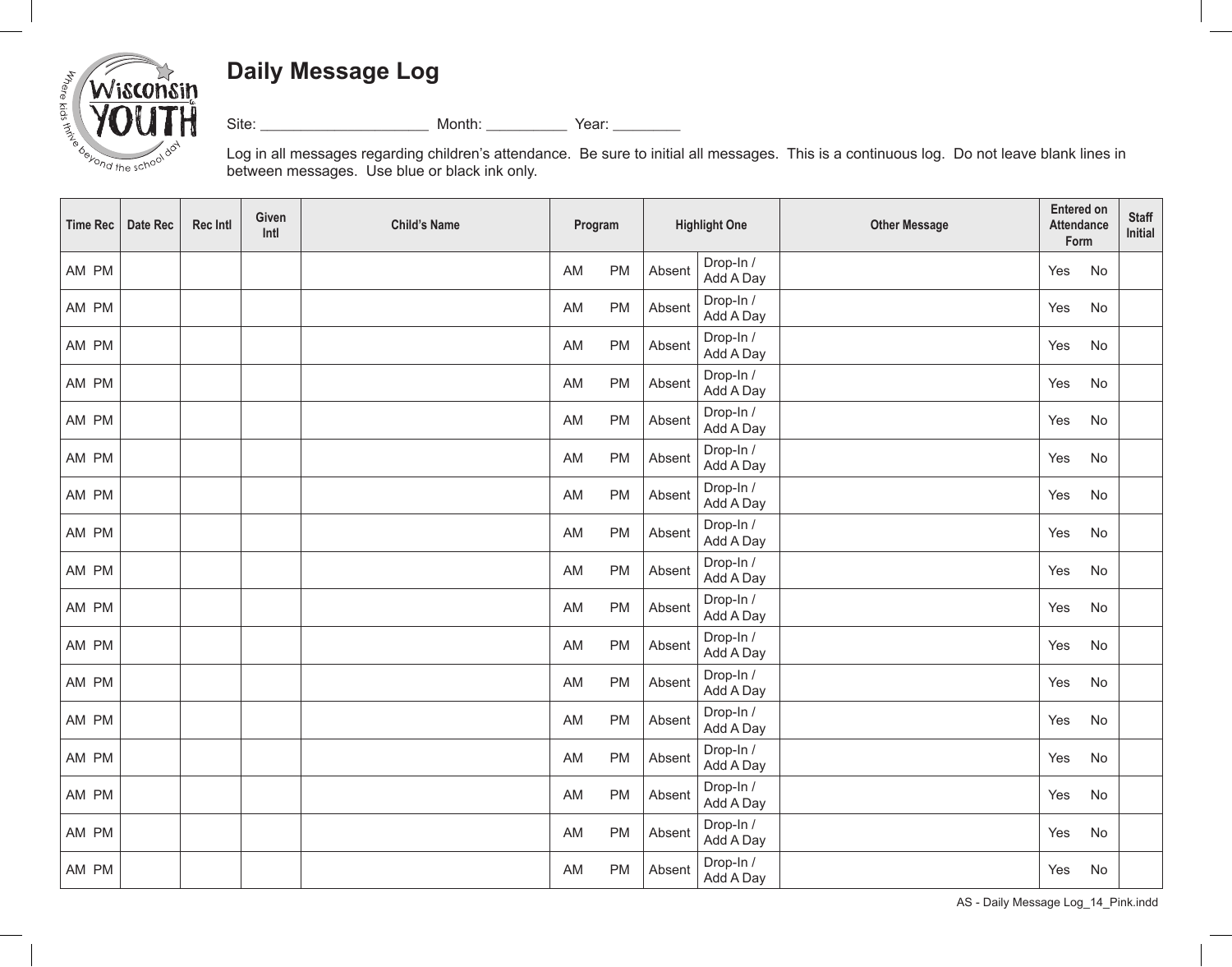Wisconsin YOUTH — Where kids thrive beyond the school day

# Daily Message Log

Site: ____________________ Month: __________ Year: ________

Log in all messages regarding children's attendance. Be sure to initial all messages. This is a continuous log. Do not leave blank lines in between messages. Use blue or black ink only.

| Time Rec | Date Rec | Rec Intl | Given Intl | Child's Name | Program | Highlight One | | Other Message | Entered on Attendance Form | Staff Initial |
|---|---|---|---|---|---|---|---|---|---|---|
| AM PM | | | | | AM PM | Absent | Drop-In / Add A Day | | Yes No | |
| AM PM | | | | | AM PM | Absent | Drop-In / Add A Day | | Yes No | |
| AM PM | | | | | AM PM | Absent | Drop-In / Add A Day | | Yes No | |
| AM PM | | | | | AM PM | Absent | Drop-In / Add A Day | | Yes No | |
| AM PM | | | | | AM PM | Absent | Drop-In / Add A Day | | Yes No | |
| AM PM | | | | | AM PM | Absent | Drop-In / Add A Day | | Yes No | |
| AM PM | | | | | AM PM | Absent | Drop-In / Add A Day | | Yes No | |
| AM PM | | | | | AM PM | Absent | Drop-In / Add A Day | | Yes No | |
| AM PM | | | | | AM PM | Absent | Drop-In / Add A Day | | Yes No | |
| AM PM | | | | | AM PM | Absent | Drop-In / Add A Day | | Yes No | |
| AM PM | | | | | AM PM | Absent | Drop-In / Add A Day | | Yes No | |
| AM PM | | | | | AM PM | Absent | Drop-In / Add A Day | | Yes No | |
| AM PM | | | | | AM PM | Absent | Drop-In / Add A Day | | Yes No | |
| AM PM | | | | | AM PM | Absent | Drop-In / Add A Day | | Yes No | |
| AM PM | | | | | AM PM | Absent | Drop-In / Add A Day | | Yes No | |
| AM PM | | | | | AM PM | Absent | Drop-In / Add A Day | | Yes No | |
| AM PM | | | | | AM PM | Absent | Drop-In / Add A Day | | Yes No | |

AS - Daily Message Log_14_Pink.indd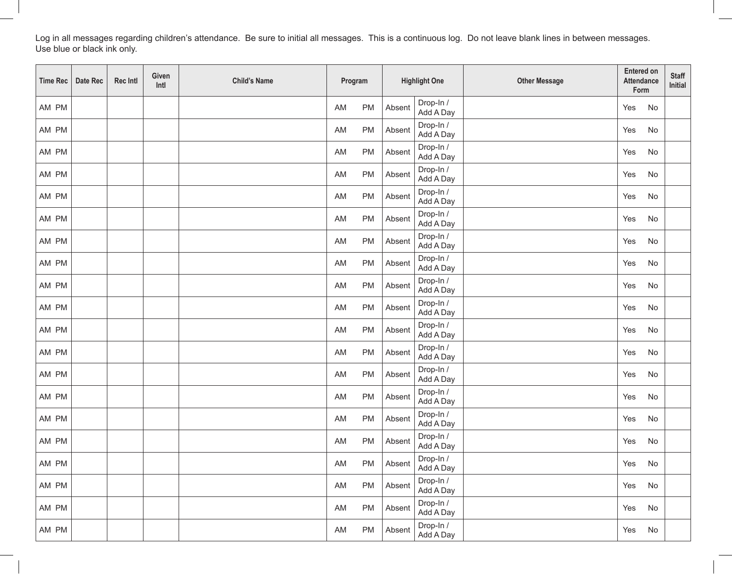Log in all messages regarding children's attendance. Be sure to initial all messages. This is a continuous log. Do not leave blank lines in between messages. Use blue or black ink only.

| Time Rec | Date Rec | Rec Intl | Given Intl | Child's Name | Program | Highlight One | | Other Message | Entered on Attendance Form | Staff Initial |
|---|---|---|---|---|---|---|---|---|---|---|
| AM PM | | | | | AM PM | Absent | Drop-In / Add A Day | | Yes No | |
| AM PM | | | | | AM PM | Absent | Drop-In / Add A Day | | Yes No | |
| AM PM | | | | | AM PM | Absent | Drop-In / Add A Day | | Yes No | |
| AM PM | | | | | AM PM | Absent | Drop-In / Add A Day | | Yes No | |
| AM PM | | | | | AM PM | Absent | Drop-In / Add A Day | | Yes No | |
| AM PM | | | | | AM PM | Absent | Drop-In / Add A Day | | Yes No | |
| AM PM | | | | | AM PM | Absent | Drop-In / Add A Day | | Yes No | |
| AM PM | | | | | AM PM | Absent | Drop-In / Add A Day | | Yes No | |
| AM PM | | | | | AM PM | Absent | Drop-In / Add A Day | | Yes No | |
| AM PM | | | | | AM PM | Absent | Drop-In / Add A Day | | Yes No | |
| AM PM | | | | | AM PM | Absent | Drop-In / Add A Day | | Yes No | |
| AM PM | | | | | AM PM | Absent | Drop-In / Add A Day | | Yes No | |
| AM PM | | | | | AM PM | Absent | Drop-In / Add A Day | | Yes No | |
| AM PM | | | | | AM PM | Absent | Drop-In / Add A Day | | Yes No | |
| AM PM | | | | | AM PM | Absent | Drop-In / Add A Day | | Yes No | |
| AM PM | | | | | AM PM | Absent | Drop-In / Add A Day | | Yes No | |
| AM PM | | | | | AM PM | Absent | Drop-In / Add A Day | | Yes No | |
| AM PM | | | | | AM PM | Absent | Drop-In / Add A Day | | Yes No | |
| AM PM | | | | | AM PM | Absent | Drop-In / Add A Day | | Yes No | |
| AM PM | | | | | AM PM | Absent | Drop-In / Add A Day | | Yes No | |